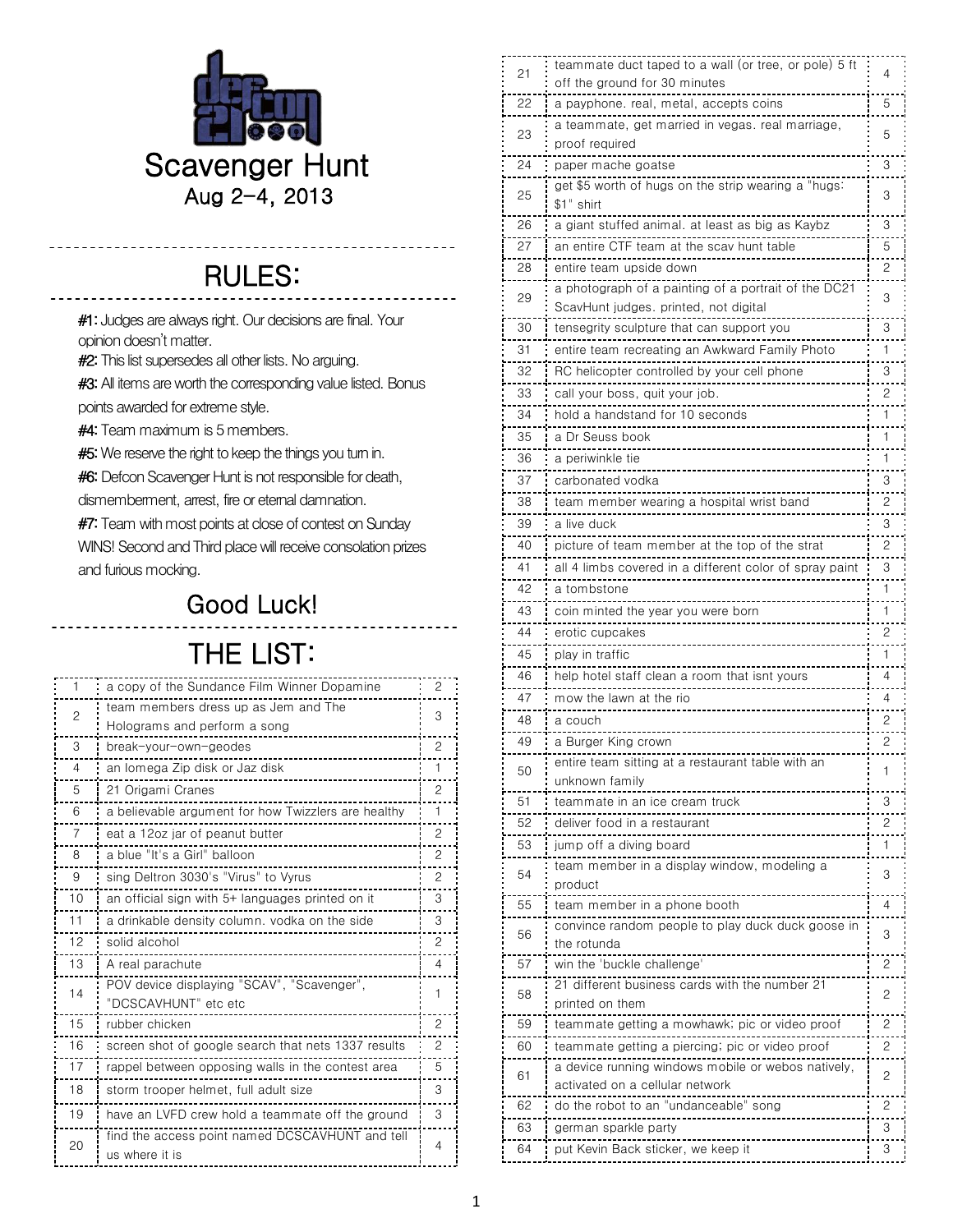# Scavenger Hunt

Aug 2–4, 2013

## RULES:

**#1:** Judges are always right. Our decisions are final. Your opinion doesn't matter.
**#2:** This list supersedes all other lists. No arguing.
**#3:** All items are worth the corresponding value listed. Bonus points awarded for extreme style.
**#4:** Team maximum is 5 members.
**#5:** We reserve the right to keep the things you turn in.
**#6:** Defcon Scavenger Hunt is not responsible for death, dismemberment, arrest, fire or eternal damnation.
**#7:** Team with most points at close of contest on Sunday WINS! Second and Third place will receive consolation prizes and furious mocking.

## Good Luck!

## THE LIST:

| # | Item | Points |
|---|---|---|
| 1 | a copy of the Sundance Film Winner Dopamine | 2 |
| 2 | team members dress up as Jem and The Holograms and perform a song | 3 |
| 3 | break-your-own-geodes | 2 |
| 4 | an Iomega Zip disk or Jaz disk | 1 |
| 5 | 21 Origami Cranes | 2 |
| 6 | a believable argument for how Twizzlers are healthy | 1 |
| 7 | eat a 12oz jar of peanut butter | 2 |
| 8 | a blue "It's a Girl" balloon | 2 |
| 9 | sing Deltron 3030's "Virus" to Vyrus | 2 |
| 10 | an official sign with 5+ languages printed on it | 3 |
| 11 | a drinkable density column. vodka on the side | 3 |
| 12 | solid alcohol | 2 |
| 13 | A real parachute | 4 |
| 14 | POV device displaying "SCAV", "Scavenger", "DCSCAVHUNT" etc etc | 1 |
| 15 | rubber chicken | 2 |
| 16 | screen shot of google search that nets 1337 results | 2 |
| 17 | rappel between opposing walls in the contest area | 5 |
| 18 | storm trooper helmet, full adult size | 3 |
| 19 | have an LVFD crew hold a teammate off the ground | 3 |
| 20 | find the access point named DCSCAVHUNT and tell us where it is | 4 |
| 21 | teammate duct taped to a wall (or tree, or pole) 5 ft off the ground for 30 minutes | 4 |
| 22 | a payphone. real, metal, accepts coins | 5 |
| 23 | a teammate, get married in vegas. real marriage, proof required | 5 |
| 24 | paper mache goatse | 3 |
| 25 | get $5 worth of hugs on the strip wearing a "hugs: $1" shirt | 3 |
| 26 | a giant stuffed animal. at least as big as Kaybz | 3 |
| 27 | an entire CTF team at the scav hunt table | 5 |
| 28 | entire team upside down | 2 |
| 29 | a photograph of a painting of a portrait of the DC21 ScavHunt judges. printed, not digital | 3 |
| 30 | tensegrity sculpture that can support you | 3 |
| 31 | entire team recreating an Awkward Family Photo | 1 |
| 32 | RC helicopter controlled by your cell phone | 3 |
| 33 | call your boss, quit your job. | 2 |
| 34 | hold a handstand for 10 seconds | 1 |
| 35 | a Dr Seuss book | 1 |
| 36 | a periwinkle tie | 1 |
| 37 | carbonated vodka | 3 |
| 38 | team member wearing a hospital wrist band | 2 |
| 39 | a live duck | 3 |
| 40 | picture of team member at the top of the strat | 2 |
| 41 | all 4 limbs covered in a different color of spray paint | 3 |
| 42 | a tombstone | 1 |
| 43 | coin minted the year you were born | 1 |
| 44 | erotic cupcakes | 2 |
| 45 | play in traffic | 1 |
| 46 | help hotel staff clean a room that isnt yours | 4 |
| 47 | mow the lawn at the rio | 4 |
| 48 | a couch | 2 |
| 49 | a Burger King crown | 2 |
| 50 | entire team sitting at a restaurant table with an unknown family | 1 |
| 51 | teammate in an ice cream truck | 3 |
| 52 | deliver food in a restaurant | 2 |
| 53 | jump off a diving board | 1 |
| 54 | team member in a display window, modeling a product | 3 |
| 55 | team member in a phone booth | 4 |
| 56 | convince random people to play duck duck goose in the rotunda | 3 |
| 57 | win the 'buckle challenge' | 2 |
| 58 | 21 different business cards with the number 21 printed on them | 2 |
| 59 | teammate getting a mowhawk; pic or video proof | 2 |
| 60 | teammate getting a piercing; pic or video proof | 2 |
| 61 | a device running windows mobile or webos natively, activated on a cellular network | 2 |
| 62 | do the robot to an "undanceable" song | 2 |
| 63 | german sparkle party | 3 |
| 64 | put Kevin Back sticker, we keep it | 3 |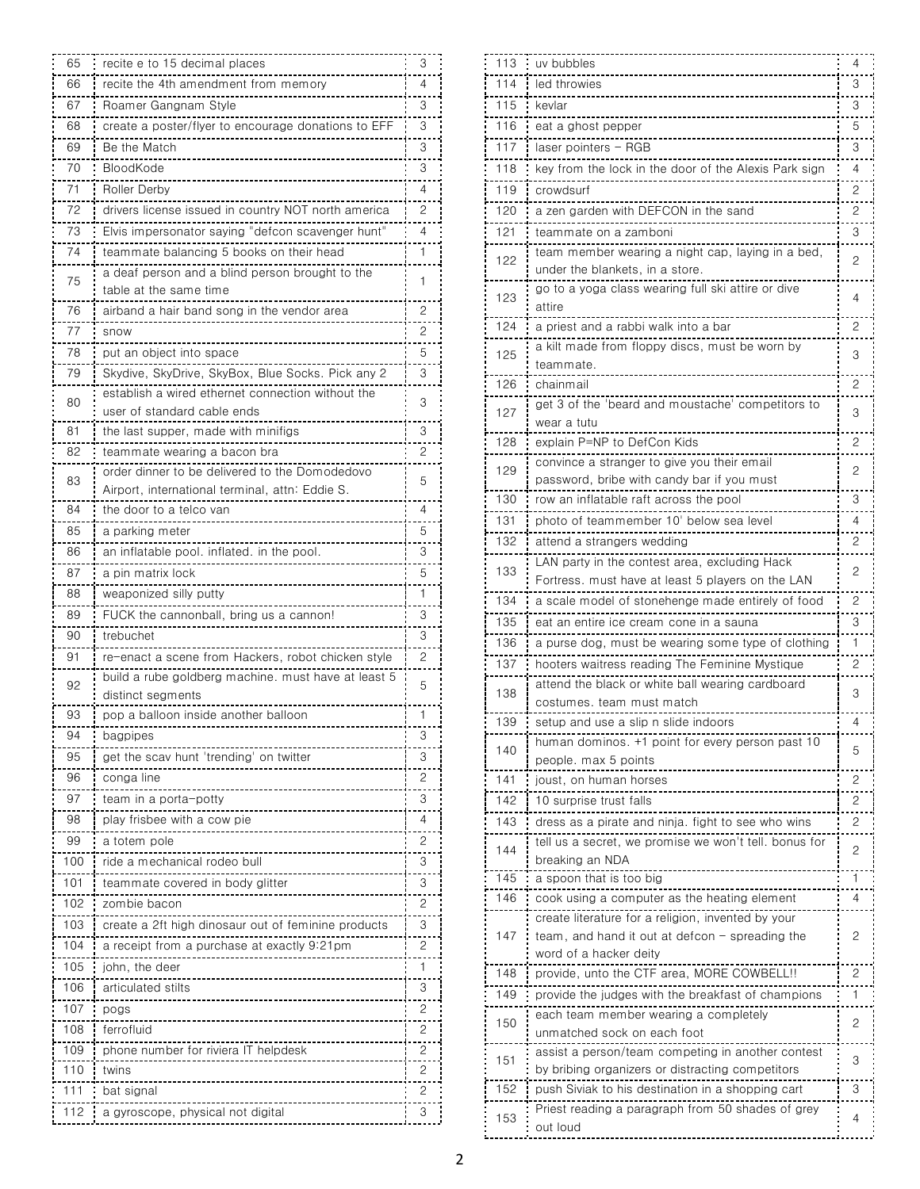| | | |
|---|---|---|
| 65 | recite e to 15 decimal places | 3 |
| 66 | recite the 4th amendment from memory | 4 |
| 67 | Roamer Gangnam Style | 3 |
| 68 | create a poster/flyer to encourage donations to EFF | 3 |
| 69 | Be the Match | 3 |
| 70 | BloodKode | 3 |
| 71 | Roller Derby | 4 |
| 72 | drivers license issued in country NOT north america | 2 |
| 73 | Elvis impersonator saying "defcon scavenger hunt" | 4 |
| 74 | teammate balancing 5 books on their head | 1 |
| 75 | a deaf person and a blind person brought to the table at the same time | 1 |
| 76 | airband a hair band song in the vendor area | 2 |
| 77 | snow | 2 |
| 78 | put an object into space | 5 |
| 79 | Skydive, SkyDrive, SkyBox, Blue Socks. Pick any 2 | 3 |
| 80 | establish a wired ethernet connection without the user of standard cable ends | 3 |
| 81 | the last supper, made with minifigs | 3 |
| 82 | teammate wearing a bacon bra | 2 |
| 83 | order dinner to be delivered to the Domodedovo Airport, international terminal, attn: Eddie S. | 5 |
| 84 | the door to a telco van | 4 |
| 85 | a parking meter | 5 |
| 86 | an inflatable pool. inflated. in the pool. | 3 |
| 87 | a pin matrix lock | 5 |
| 88 | weaponized silly putty | 1 |
| 89 | FUCK the cannonball, bring us a cannon! | 3 |
| 90 | trebuchet | 3 |
| 91 | re-enact a scene from Hackers, robot chicken style | 2 |
| 92 | build a rube goldberg machine. must have at least 5 distinct segments | 5 |
| 93 | pop a balloon inside another balloon | 1 |
| 94 | bagpipes | 3 |
| 95 | get the scav hunt 'trending' on twitter | 3 |
| 96 | conga line | 2 |
| 97 | team in a porta-potty | 3 |
| 98 | play frisbee with a cow pie | 4 |
| 99 | a totem pole | 2 |
| 100 | ride a mechanical rodeo bull | 3 |
| 101 | teammate covered in body glitter | 3 |
| 102 | zombie bacon | 2 |
| 103 | create a 2ft high dinosaur out of feminine products | 3 |
| 104 | a receipt from a purchase at exactly 9:21pm | 2 |
| 105 | john, the deer | 1 |
| 106 | articulated stilts | 3 |
| 107 | pogs | 2 |
| 108 | ferrofluid | 2 |
| 109 | phone number for riviera IT helpdesk | 2 |
| 110 | twins | 2 |
| 111 | bat signal | 2 |
| 112 | a gyroscope, physical not digital | 3 |
| 113 | uv bubbles | 4 |
| 114 | led throwies | 3 |
| 115 | kevlar | 3 |
| 116 | eat a ghost pepper | 5 |
| 117 | laser pointers – RGB | 3 |
| 118 | key from the lock in the door of the Alexis Park sign | 4 |
| 119 | crowdsurf | 2 |
| 120 | a zen garden with DEFCON in the sand | 2 |
| 121 | teammate on a zamboni | 3 |
| 122 | team member wearing a night cap, laying in a bed, under the blankets, in a store. | 2 |
| 123 | go to a yoga class wearing full ski attire or dive attire | 4 |
| 124 | a priest and a rabbi walk into a bar | 2 |
| 125 | a kilt made from floppy discs, must be worn by teammate. | 3 |
| 126 | chainmail | 2 |
| 127 | get 3 of the 'beard and moustache' competitors to wear a tutu | 3 |
| 128 | explain P=NP to DefCon Kids | 2 |
| 129 | convince a stranger to give you their email password, bribe with candy bar if you must | 2 |
| 130 | row an inflatable raft across the pool | 3 |
| 131 | photo of teammember 10' below sea level | 4 |
| 132 | attend a strangers wedding | 2 |
| 133 | LAN party in the contest area, excluding Hack Fortress. must have at least 5 players on the LAN | 2 |
| 134 | a scale model of stonehenge made entirely of food | 2 |
| 135 | eat an entire ice cream cone in a sauna | 3 |
| 136 | a purse dog, must be wearing some type of clothing | 1 |
| 137 | hooters waitress reading The Feminine Mystique | 2 |
| 138 | attend the black or white ball wearing cardboard costumes. team must match | 3 |
| 139 | setup and use a slip n slide indoors | 4 |
| 140 | human dominos. +1 point for every person past 10 people. max 5 points | 5 |
| 141 | joust, on human horses | 2 |
| 142 | 10 surprise trust falls | 2 |
| 143 | dress as a pirate and ninja. fight to see who wins | 2 |
| 144 | tell us a secret, we promise we won't tell. bonus for breaking an NDA | 2 |
| 145 | a spoon that is too big | 1 |
| 146 | cook using a computer as the heating element | 4 |
| 147 | create literature for a religion, invented by your team, and hand it out at defcon – spreading the word of a hacker deity | 2 |
| 148 | provide, unto the CTF area, MORE COWBELL!! | 2 |
| 149 | provide the judges with the breakfast of champions | 1 |
| 150 | each team member wearing a completely unmatched sock on each foot | 2 |
| 151 | assist a person/team competing in another contest by bribing organizers or distracting competitors | 3 |
| 152 | push Siviak to his destination in a shopping cart | 3 |
| 153 | Priest reading a paragraph from 50 shades of grey out loud | 4 |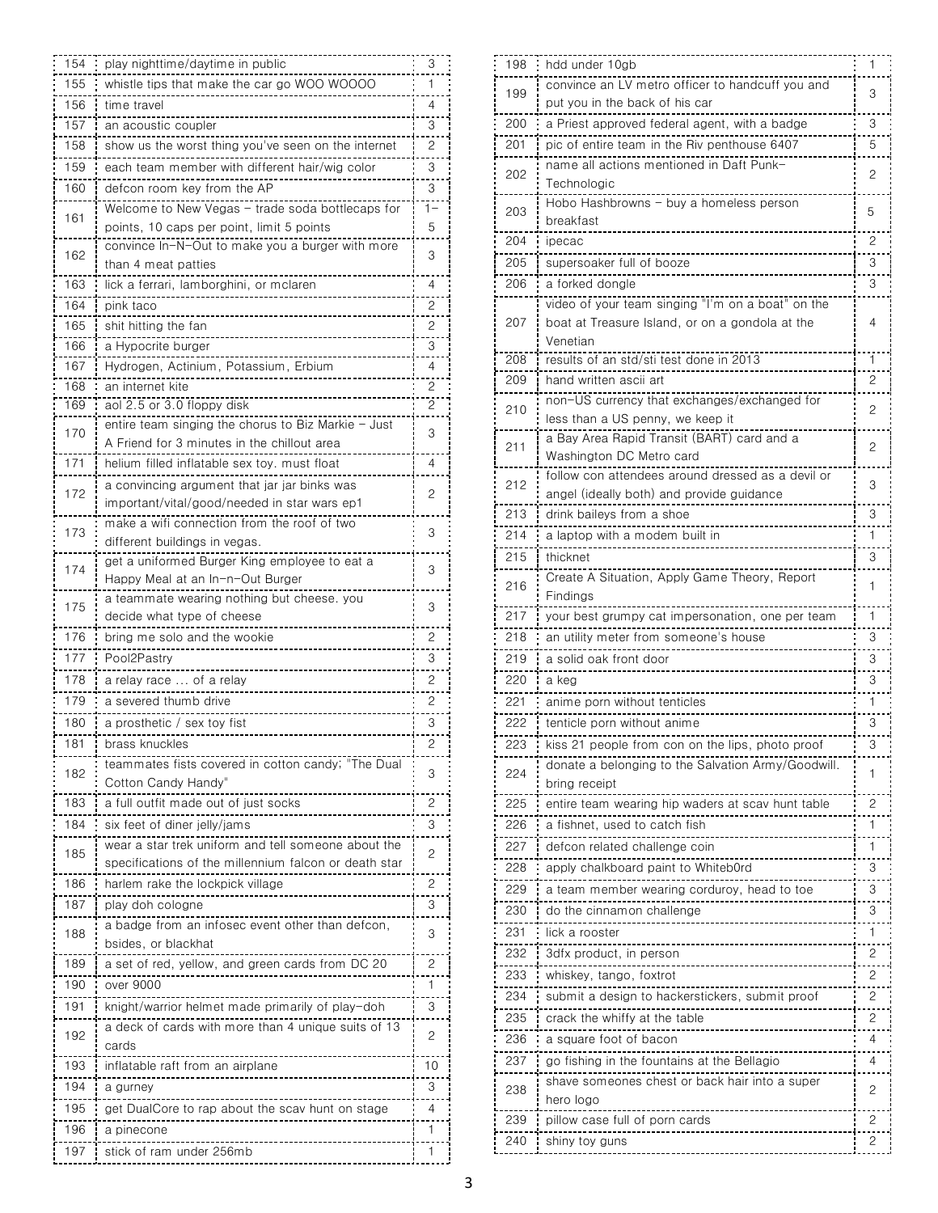| | | |
|---|---|---|
| 154 | play nighttime/daytime in public | 3 |
| 155 | whistle tips that make the car go WOO WOOOO | 1 |
| 156 | time travel | 4 |
| 157 | an acoustic coupler | 3 |
| 158 | show us the worst thing you've seen on the internet | 2 |
| 159 | each team member with different hair/wig color | 3 |
| 160 | defcon room key from the AP | 3 |
| 161 | Welcome to New Vegas – trade soda bottlecaps for points, 10 caps per point, limit 5 points | 1–5 |
| 162 | convince In-N-Out to make you a burger with more than 4 meat patties | 3 |
| 163 | lick a ferrari, lamborghini, or mclaren | 4 |
| 164 | pink taco | 2 |
| 165 | shit hitting the fan | 2 |
| 166 | a Hypocrite burger | 3 |
| 167 | Hydrogen, Actinium, Potassium, Erbium | 4 |
| 168 | an internet kite | 2 |
| 169 | aol 2.5 or 3.0 floppy disk | 2 |
| 170 | entire team singing the chorus to Biz Markie – Just A Friend for 3 minutes in the chillout area | 3 |
| 171 | helium filled inflatable sex toy. must float | 4 |
| 172 | a convincing argument that jar jar binks was important/vital/good/needed in star wars ep1 | 2 |
| 173 | make a wifi connection from the roof of two different buildings in vegas. | 3 |
| 174 | get a uniformed Burger King employee to eat a Happy Meal at an In-n-Out Burger | 3 |
| 175 | a teammate wearing nothing but cheese. you decide what type of cheese | 3 |
| 176 | bring me solo and the wookie | 2 |
| 177 | Pool2Pastry | 3 |
| 178 | a relay race ... of a relay | 2 |
| 179 | a severed thumb drive | 2 |
| 180 | a prosthetic / sex toy fist | 3 |
| 181 | brass knuckles | 2 |
| 182 | teammates fists covered in cotton candy; "The Dual Cotton Candy Handy" | 3 |
| 183 | a full outfit made out of just socks | 2 |
| 184 | six feet of diner jelly/jams | 3 |
| 185 | wear a star trek uniform and tell someone about the specifications of the millennium falcon or death star | 2 |
| 186 | harlem rake the lockpick village | 2 |
| 187 | play doh cologne | 3 |
| 188 | a badge from an infosec event other than defcon, bsides, or blackhat | 3 |
| 189 | a set of red, yellow, and green cards from DC 20 | 2 |
| 190 | over 9000 | 1 |
| 191 | knight/warrior helmet made primarily of play-doh | 3 |
| 192 | a deck of cards with more than 4 unique suits of 13 cards | 2 |
| 193 | inflatable raft from an airplane | 10 |
| 194 | a gurney | 3 |
| 195 | get DualCore to rap about the scav hunt on stage | 4 |
| 196 | a pinecone | 1 |
| 197 | stick of ram under 256mb | 1 |
| 198 | hdd under 10gb | 1 |
| 199 | convince an LV metro officer to handcuff you and put you in the back of his car | 3 |
| 200 | a Priest approved federal agent, with a badge | 3 |
| 201 | pic of entire team in the Riv penthouse 6407 | 5 |
| 202 | name all actions mentioned in Daft Punk-Technologic | 2 |
| 203 | Hobo Hashbrowns – buy a homeless person breakfast | 5 |
| 204 | ipecac | 2 |
| 205 | supersoaker full of booze | 3 |
| 206 | a forked dongle | 3 |
| 207 | video of your team singing "I'm on a boat" on the boat at Treasure Island, or on a gondola at the Venetian | 4 |
| 208 | results of an std/sti test done in 2013 | 1 |
| 209 | hand written ascii art | 2 |
| 210 | non-US currency that exchanges/exchanged for less than a US penny, we keep it | 2 |
| 211 | a Bay Area Rapid Transit (BART) card and a Washington DC Metro card | 2 |
| 212 | follow con attendees around dressed as a devil or angel (ideally both) and provide guidance | 3 |
| 213 | drink baileys from a shoe | 3 |
| 214 | a laptop with a modem built in | 1 |
| 215 | thicknet | 3 |
| 216 | Create A Situation, Apply Game Theory, Report Findings | 1 |
| 217 | your best grumpy cat impersonation, one per team | 1 |
| 218 | an utility meter from someone's house | 3 |
| 219 | a solid oak front door | 3 |
| 220 | a keg | 3 |
| 221 | anime porn without tenticles | 1 |
| 222 | tenticle porn without anime | 3 |
| 223 | kiss 21 people from con on the lips, photo proof | 3 |
| 224 | donate a belonging to the Salvation Army/Goodwill. bring receipt | 1 |
| 225 | entire team wearing hip waders at scav hunt table | 2 |
| 226 | a fishnet, used to catch fish | 1 |
| 227 | defcon related challenge coin | 1 |
| 228 | apply chalkboard paint to Whiteb0rd | 3 |
| 229 | a team member wearing corduroy, head to toe | 3 |
| 230 | do the cinnamon challenge | 3 |
| 231 | lick a rooster | 1 |
| 232 | 3dfx product, in person | 2 |
| 233 | whiskey, tango, foxtrot | 2 |
| 234 | submit a design to hackerstickers, submit proof | 2 |
| 235 | crack the whiffy at the table | 2 |
| 236 | a square foot of bacon | 4 |
| 237 | go fishing in the fountains at the Bellagio | 4 |
| 238 | shave someones chest or back hair into a super hero logo | 2 |
| 239 | pillow case full of porn cards | 2 |
| 240 | shiny toy guns | 2 |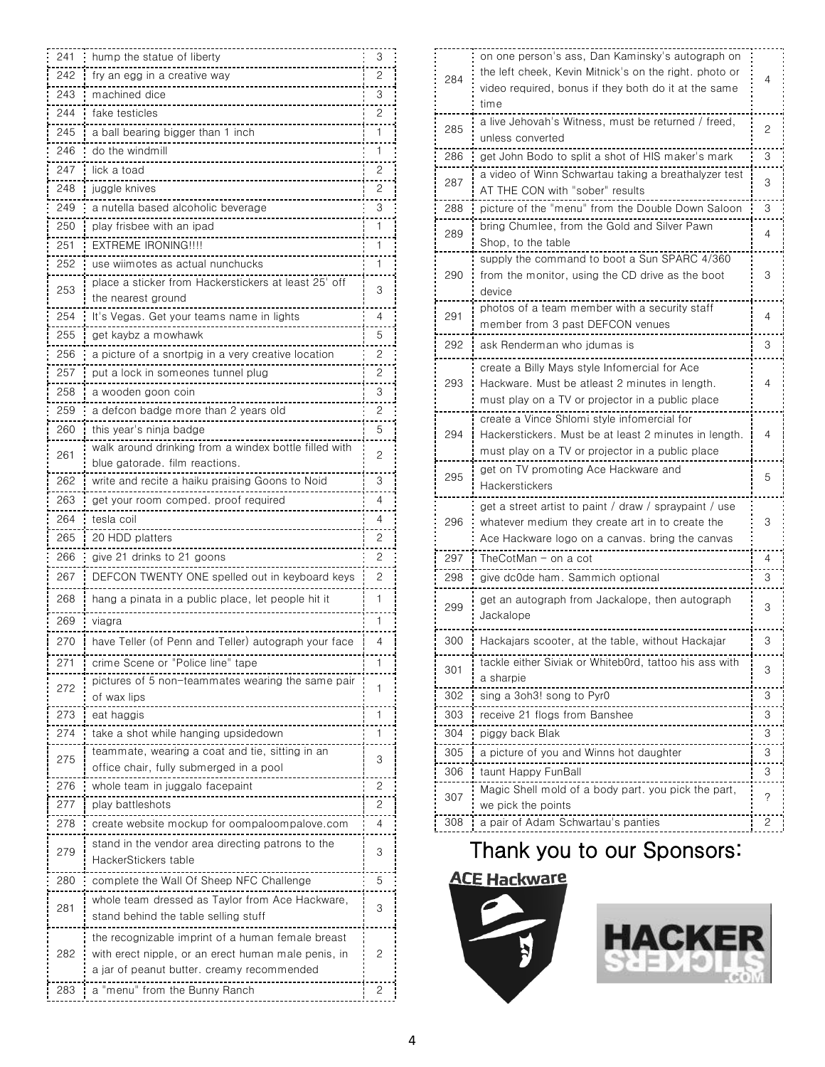| | | |
|---|---|---|
| 241 | hump the statue of liberty | 3 |
| 242 | fry an egg in a creative way | 2 |
| 243 | machined dice | 3 |
| 244 | fake testicles | 2 |
| 245 | a ball bearing bigger than 1 inch | 1 |
| 246 | do the windmill | 1 |
| 247 | lick a toad | 2 |
| 248 | juggle knives | 2 |
| 249 | a nutella based alcoholic beverage | 3 |
| 250 | play frisbee with an ipad | 1 |
| 251 | EXTREME IRONING!!!! | 1 |
| 252 | use wiimotes as actual nunchucks | 1 |
| 253 | place a sticker from Hackerstickers at least 25' off the nearest ground | 3 |
| 254 | It's Vegas. Get your teams name in lights | 4 |
| 255 | get kaybz a mowhawk | 5 |
| 256 | a picture of a snortpig in a very creative location | 2 |
| 257 | put a lock in someones tunnel plug | 2 |
| 258 | a wooden goon coin | 3 |
| 259 | a defcon badge more than 2 years old | 2 |
| 260 | this year's ninja badge | 5 |
| 261 | walk around drinking from a windex bottle filled with blue gatorade. film reactions. | 2 |
| 262 | write and recite a haiku praising Goons to Noid | 3 |
| 263 | get your room comped. proof required | 4 |
| 264 | tesla coil | 4 |
| 265 | 20 HDD platters | 2 |
| 266 | give 21 drinks to 21 goons | 2 |
| 267 | DEFCON TWENTY ONE spelled out in keyboard keys | 2 |
| 268 | hang a pinata in a public place, let people hit it | 1 |
| 269 | viagra | 1 |
| 270 | have Teller (of Penn and Teller) autograph your face | 4 |
| 271 | crime Scene or "Police line" tape | 1 |
| 272 | pictures of 5 non-teammates wearing the same pair of wax lips | 1 |
| 273 | eat haggis | 1 |
| 274 | take a shot while hanging upsidedown | 1 |
| 275 | teammate, wearing a coat and tie, sitting in an office chair, fully submerged in a pool | 3 |
| 276 | whole team in juggalo facepaint | 2 |
| 277 | play battleshots | 2 |
| 278 | create website mockup for oompaloompalove.com | 4 |
| 279 | stand in the vendor area directing patrons to the HackerStickers table | 3 |
| 280 | complete the Wall Of Sheep NFC Challenge | 5 |
| 281 | whole team dressed as Taylor from Ace Hackware, stand behind the table selling stuff | 3 |
| 282 | the recognizable imprint of a human female breast with erect nipple, or an erect human male penis, in a jar of peanut butter. creamy recommended | 2 |
| 283 | a "menu" from the Bunny Ranch | 2 |
| 284 | on one person's ass, Dan Kaminsky's autograph on the left cheek, Kevin Mitnick's on the right. photo or video required, bonus if they both do it at the same time | 4 |
| 285 | a live Jehovah's Witness, must be returned / freed, unless converted | 2 |
| 286 | get John Bodo to split a shot of HIS maker's mark | 3 |
| 287 | a video of Winn Schwartau taking a breathalyzer test AT THE CON with "sober" results | 3 |
| 288 | picture of the "menu" from the Double Down Saloon | 3 |
| 289 | bring Chumlee, from the Gold and Silver Pawn Shop, to the table | 4 |
| 290 | supply the command to boot a Sun SPARC 4/360 from the monitor, using the CD drive as the boot device | 3 |
| 291 | photos of a team member with a security staff member from 3 past DEFCON venues | 4 |
| 292 | ask Renderman who jdumas is | 3 |
| 293 | create a Billy Mays style Infomercial for Ace Hackware. Must be atleast 2 minutes in length. must play on a TV or projector in a public place | 4 |
| 294 | create a Vince Shlomi style infomercial for Hackerstickers. Must be at least 2 minutes in length. must play on a TV or projector in a public place | 4 |
| 295 | get on TV promoting Ace Hackware and Hackerstickers | 5 |
| 296 | get a street artist to paint / draw / spraypaint / use whatever medium they create art in to create the Ace Hackware logo on a canvas. bring the canvas | 3 |
| 297 | TheCotMan - on a cot | 4 |
| 298 | give dc0de ham. Sammich optional | 3 |
| 299 | get an autograph from Jackalope, then autograph Jackalope | 3 |
| 300 | Hackajars scooter, at the table, without Hackajar | 3 |
| 301 | tackle either Siviak or Whiteb0rd, tattoo his ass with a sharpie | 3 |
| 302 | sing a 3oh3! song to Pyr0 | 3 |
| 303 | receive 21 flogs from Banshee | 3 |
| 304 | piggy back Blak | 3 |
| 305 | a picture of you and Winns hot daughter | 3 |
| 306 | taunt Happy FunBall | 3 |
| 307 | Magic Shell mold of a body part. you pick the part, we pick the points | ? |
| 308 | a pair of Adam Schwartau's panties | 2 |

# Thank you to our Sponsors:

ACE Hackware

HACKER STICKERS .COM